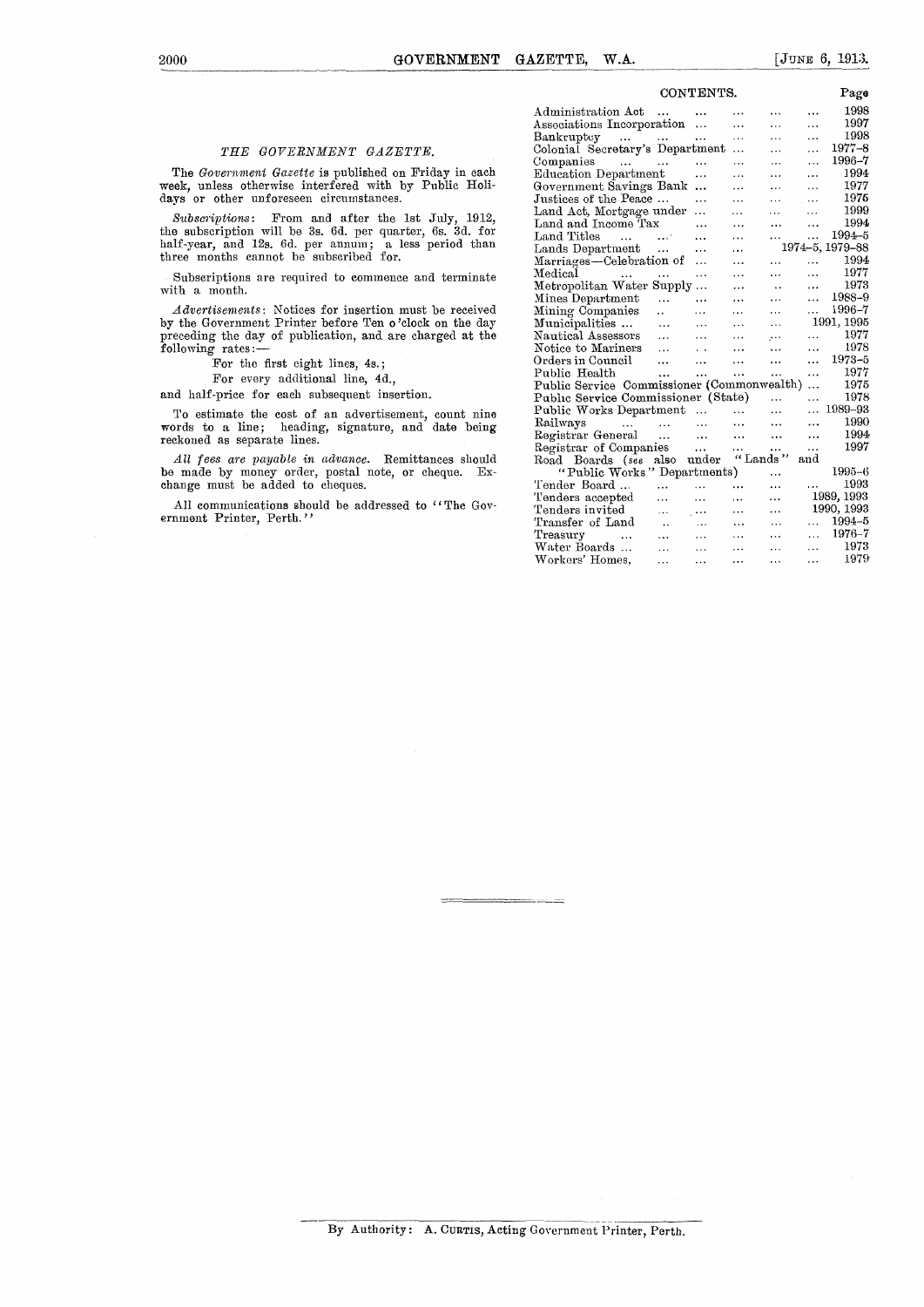### *THE GOVERNMENT GAZETTE.*

The *Government Gazette* is published on Friday in each week, unless otherwise interfered with by Public Holidays or other unforeseen circumstances.

*Subscriptions*: From and after the 1st July, 1912, the subscription will be 3s. 6d. per quarter, 6s. 3d. for half-year, and 12s. 6d. per annum; a less period than three months cannot be subscribed for.

Subscriptions are required to commence and terminate with a month.

*Advertisements*: Notices for insertion must be received by the Government Printer before Ten o'clock on the day preceding the day of publication, and are charged at the following rates:—

For the first eight lines, 4s.;

For every additional line, 4d.,

and half-price for each subsequent insertion.

To estimate the cost of an advertisement, count nine words to a line; heading, signature, and date being reckoned as separate lines.

*All fees are payable in advance.* Remittances should be made by money order, postal note, or cheque. Exchange must be added to cheques.

All communications should be addressed to "The Government Printer, Perth."

## CONTENTS.

| | Page |
|---|---|
| Administration Act | 1998 |
| Associations Incorporation | 1997 |
| Bankruptcy | 1998 |
| Colonial Secretary's Department | 1977–8 |
| Companies | 1996–7 |
| Education Department | 1994 |
| Government Savings Bank | 1977 |
| Justices of the Peace | 1976 |
| Land Act, Mortgage under | 1999 |
| Land and Income Tax | 1994 |
| Land Titles | 1994–5 |
| Lands Department | 1974–5, 1979–88 |
| Marriages—Celebration of | 1994 |
| Medical | 1977 |
| Metropolitan Water Supply | 1973 |
| Mines Department | 1988–9 |
| Mining Companies | 1996–7 |
| Municipalities | 1991, 1995 |
| Nautical Assessors | 1977 |
| Notice to Mariners | 1978 |
| Orders in Council | 1973–5 |
| Public Health | 1977 |
| Public Service Commissioner (Commonwealth) | 1975 |
| Public Service Commissioner (State) | 1978 |
| Public Works Department | 1989–93 |
| Railways | 1990 |
| Registrar General | 1994 |
| Registrar of Companies | 1997 |
| Road Boards (*see* also under "Lands" and "Public Works" Departments) | 1995–6 |
| Tender Board | 1993 |
| Tenders accepted | 1989, 1993 |
| Tenders invited | 1990, 1993 |
| Transfer of Land | 1994–5 |
| Treasury | 1976–7 |
| Water Boards | 1973 |
| Workers' Homes | 1979 |

By Authority: A. CURTIS, Acting Government Printer, Perth.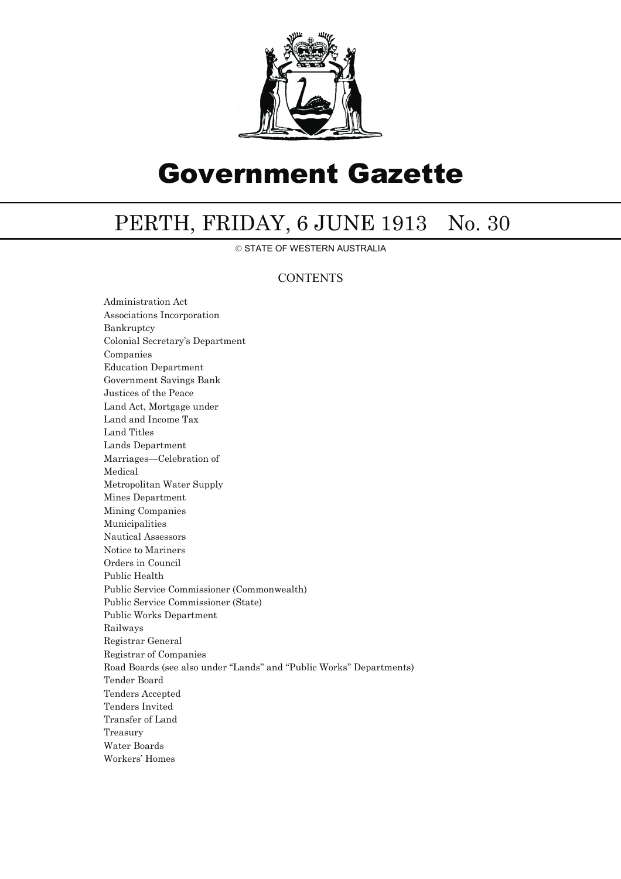# Government Gazette

## PERTH, FRIDAY, 6 JUNE 1913 No. 30

© STATE OF WESTERN AUSTRALIA

### CONTENTS

Administration Act
Associations Incorporation
Bankruptcy
Colonial Secretary's Department
Companies
Education Department
Government Savings Bank
Justices of the Peace
Land Act, Mortgage under
Land and Income Tax
Land Titles
Lands Department
Marriages—Celebration of
Medical
Metropolitan Water Supply
Mines Department
Mining Companies
Municipalities
Nautical Assessors
Notice to Mariners
Orders in Council
Public Health
Public Service Commissioner (Commonwealth)
Public Service Commissioner (State)
Public Works Department
Railways
Registrar General
Registrar of Companies
Road Boards (see also under "Lands" and "Public Works" Departments)
Tender Board
Tenders Accepted
Tenders Invited
Transfer of Land
Treasury
Water Boards
Workers' Homes